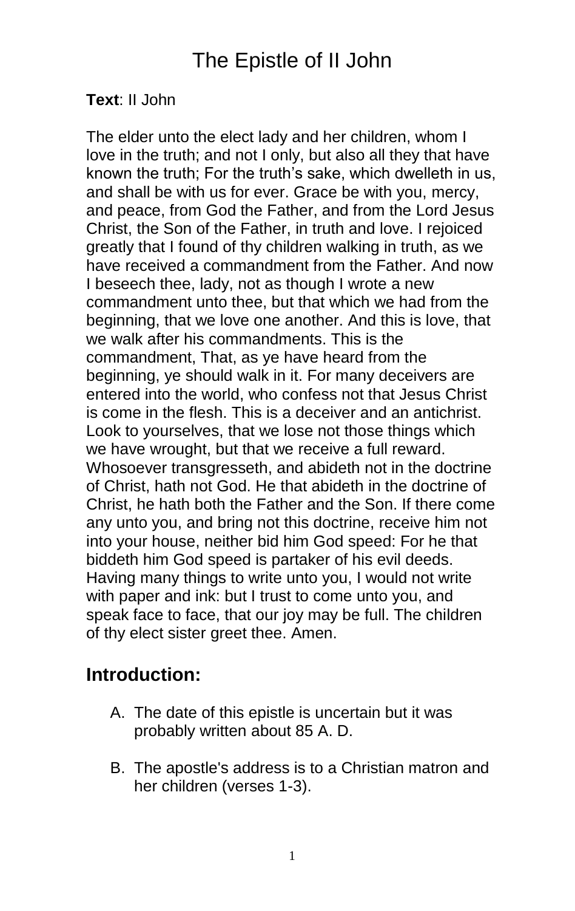# The Epistle of II John

**Text**: II John

The elder unto the elect lady and her children, whom I love in the truth; and not I only, but also all they that have known the truth; For the truth's sake, which dwelleth in us, and shall be with us for ever. Grace be with you, mercy, and peace, from God the Father, and from the Lord Jesus Christ, the Son of the Father, in truth and love. I rejoiced greatly that I found of thy children walking in truth, as we have received a commandment from the Father. And now I beseech thee, lady, not as though I wrote a new commandment unto thee, but that which we had from the beginning, that we love one another. And this is love, that we walk after his commandments. This is the commandment, That, as ye have heard from the beginning, ye should walk in it. For many deceivers are entered into the world, who confess not that Jesus Christ is come in the flesh. This is a deceiver and an antichrist. Look to yourselves, that we lose not those things which we have wrought, but that we receive a full reward. Whosoever transgresseth, and abideth not in the doctrine of Christ, hath not God. He that abideth in the doctrine of Christ, he hath both the Father and the Son. If there come any unto you, and bring not this doctrine, receive him not into your house, neither bid him God speed: For he that biddeth him God speed is partaker of his evil deeds. Having many things to write unto you, I would not write with paper and ink: but I trust to come unto you, and speak face to face, that our joy may be full. The children of thy elect sister greet thee. Amen.

## Introduction:

A. The date of this epistle is uncertain but it was probably written about 85 A. D.

B. The apostle's address is to a Christian matron and her children (verses 1-3).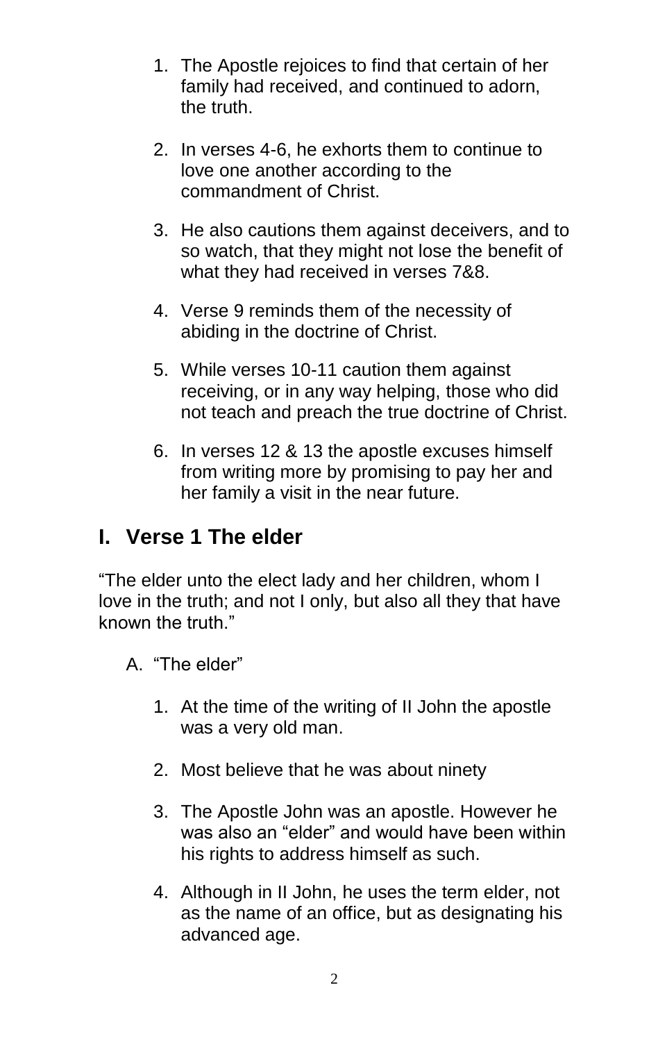1. The Apostle rejoices to find that certain of her family had received, and continued to adorn, the truth.

2. In verses 4-6, he exhorts them to continue to love one another according to the commandment of Christ.

3. He also cautions them against deceivers, and to so watch, that they might not lose the benefit of what they had received in verses 7&8.

4. Verse 9 reminds them of the necessity of abiding in the doctrine of Christ.

5. While verses 10-11 caution them against receiving, or in any way helping, those who did not teach and preach the true doctrine of Christ.

6. In verses 12 & 13 the apostle excuses himself from writing more by promising to pay her and her family a visit in the near future.

## I. Verse 1 The elder

"The elder unto the elect lady and her children, whom I love in the truth; and not I only, but also all they that have known the truth."

A. "The elder"

1. At the time of the writing of II John the apostle was a very old man.

2. Most believe that he was about ninety

3. The Apostle John was an apostle. However he was also an "elder" and would have been within his rights to address himself as such.

4. Although in II John, he uses the term elder, not as the name of an office, but as designating his advanced age.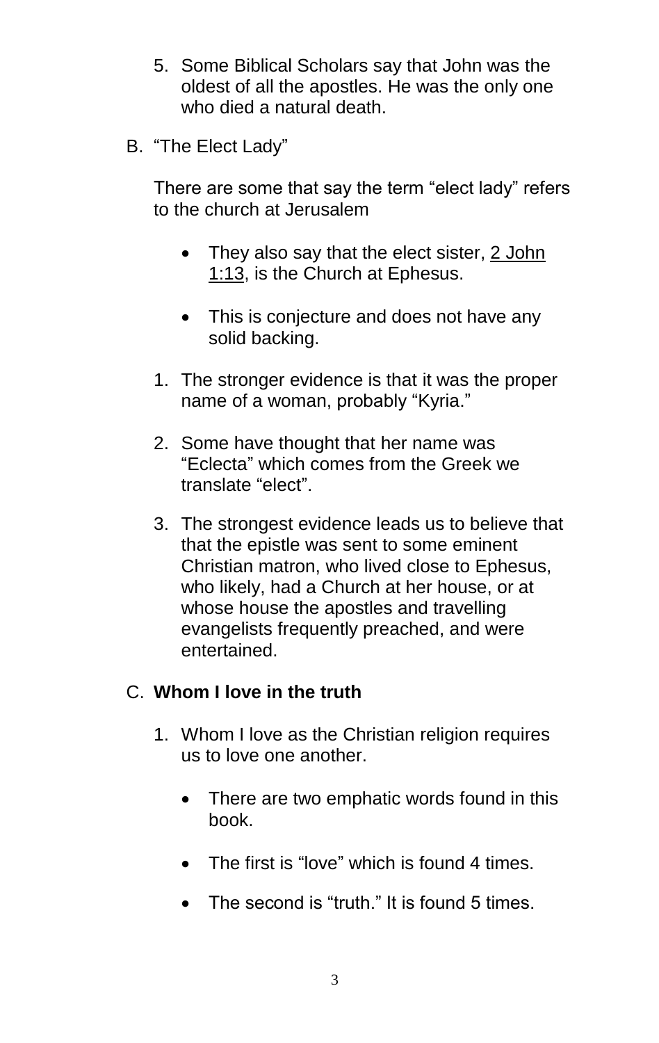5. Some Biblical Scholars say that John was the oldest of all the apostles. He was the only one who died a natural death.

B. “The Elect Lady”

There are some that say the term “elect lady” refers to the church at Jerusalem

- They also say that the elect sister, 2 John 1:13, is the Church at Ephesus.
- This is conjecture and does not have any solid backing.

1. The stronger evidence is that it was the proper name of a woman, probably “Kyria.”
2. Some have thought that her name was “Eclecta” which comes from the Greek we translate “elect”.
3. The strongest evidence leads us to believe that that the epistle was sent to some eminent Christian matron, who lived close to Ephesus, who likely, had a Church at her house, or at whose house the apostles and travelling evangelists frequently preached, and were entertained.

C. **Whom I love in the truth**

1. Whom I love as the Christian religion requires us to love one another.
    - There are two emphatic words found in this book.
    - The first is “love” which is found 4 times.
    - The second is “truth.” It is found 5 times.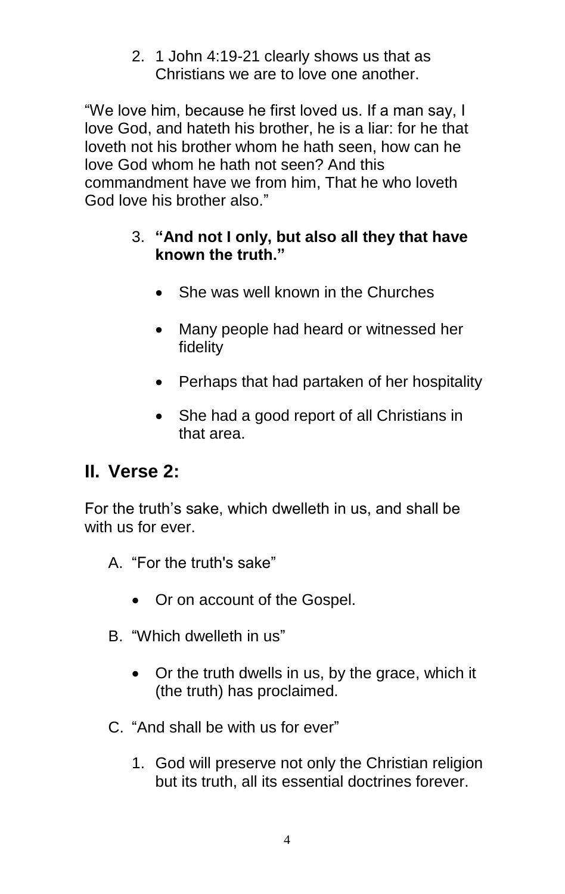2. 1 John 4:19-21 clearly shows us that as Christians we are to love one another.

"We love him, because he first loved us. If a man say, I love God, and hateth his brother, he is a liar: for he that loveth not his brother whom he hath seen, how can he love God whom he hath not seen? And this commandment have we from him, That he who loveth God love his brother also."

3. **"And not I only, but also all they that have known the truth."**

    - She was well known in the Churches
    - Many people had heard or witnessed her fidelity
    - Perhaps that had partaken of her hospitality
    - She had a good report of all Christians in that area.

## II. Verse 2:

For the truth's sake, which dwelleth in us, and shall be with us for ever.

A. "For the truth's sake"

- Or on account of the Gospel.

B. "Which dwelleth in us"

- Or the truth dwells in us, by the grace, which it (the truth) has proclaimed.

C. "And shall be with us for ever"

1. God will preserve not only the Christian religion but its truth, all its essential doctrines forever.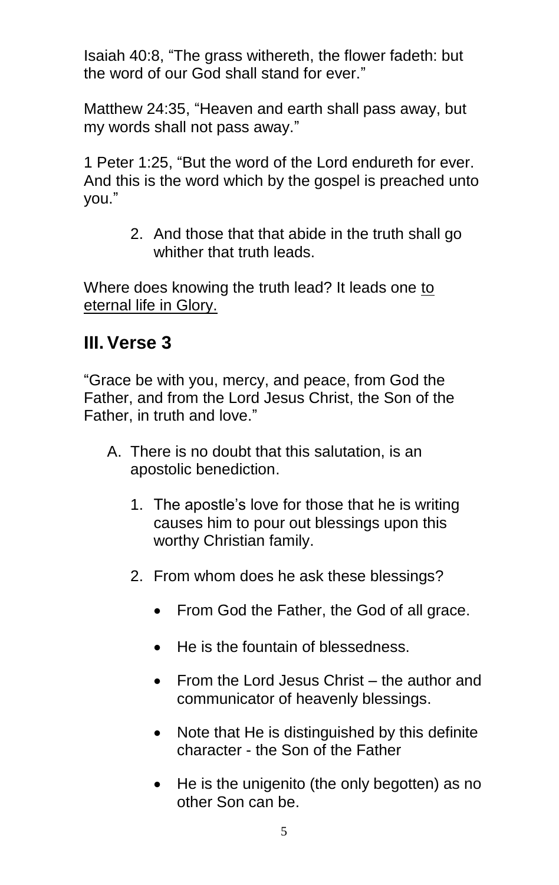Isaiah 40:8, "The grass withereth, the flower fadeth: but the word of our God shall stand for ever."

Matthew 24:35, "Heaven and earth shall pass away, but my words shall not pass away."

1 Peter 1:25, "But the word of the Lord endureth for ever. And this is the word which by the gospel is preached unto you."

2. And those that that abide in the truth shall go whither that truth leads.

Where does knowing the truth lead? It leads one <u>to eternal life in Glory.</u>

## III. Verse 3

"Grace be with you, mercy, and peace, from God the Father, and from the Lord Jesus Christ, the Son of the Father, in truth and love."

A. There is no doubt that this salutation, is an apostolic benediction.

   1. The apostle's love for those that he is writing causes him to pour out blessings upon this worthy Christian family.

   2. From whom does he ask these blessings?

      - From God the Father, the God of all grace.
      - He is the fountain of blessedness.
      - From the Lord Jesus Christ – the author and communicator of heavenly blessings.
      - Note that He is distinguished by this definite character - the Son of the Father
      - He is the unigenito (the only begotten) as no other Son can be.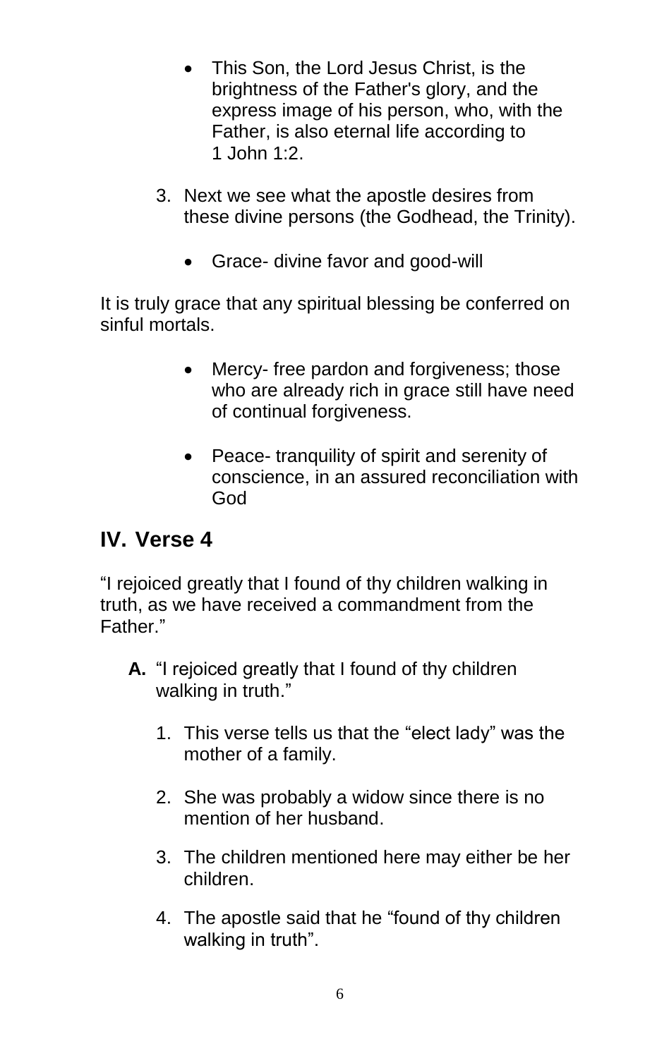- This Son, the Lord Jesus Christ, is the brightness of the Father's glory, and the express image of his person, who, with the Father, is also eternal life according to 1 John 1:2.

3. Next we see what the apostle desires from these divine persons (the Godhead, the Trinity).

   - Grace- divine favor and good-will

It is truly grace that any spiritual blessing be conferred on sinful mortals.

- Mercy- free pardon and forgiveness; those who are already rich in grace still have need of continual forgiveness.

- Peace- tranquility of spirit and serenity of conscience, in an assured reconciliation with God

## IV. Verse 4

"I rejoiced greatly that I found of thy children walking in truth, as we have received a commandment from the Father."

**A.** "I rejoiced greatly that I found of thy children walking in truth."

1. This verse tells us that the "elect lady" was the mother of a family.

2. She was probably a widow since there is no mention of her husband.

3. The children mentioned here may either be her children.

4. The apostle said that he "found of thy children walking in truth".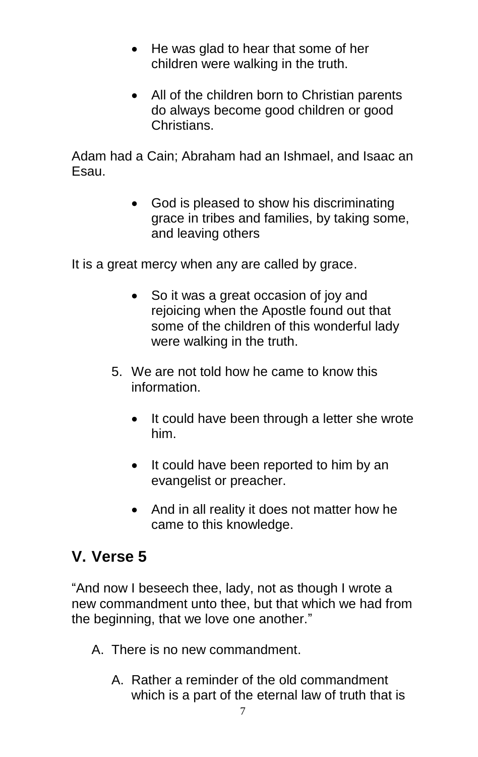- He was glad to hear that some of her children were walking in the truth.

- All of the children born to Christian parents do always become good children or good Christians.

Adam had a Cain; Abraham had an Ishmael, and Isaac an Esau.

- God is pleased to show his discriminating grace in tribes and families, by taking some, and leaving others

It is a great mercy when any are called by grace.

- So it was a great occasion of joy and rejoicing when the Apostle found out that some of the children of this wonderful lady were walking in the truth.

5. We are not told how he came to know this information.

    - It could have been through a letter she wrote him.

    - It could have been reported to him by an evangelist or preacher.

    - And in all reality it does not matter how he came to this knowledge.

## V. Verse 5

"And now I beseech thee, lady, not as though I wrote a new commandment unto thee, but that which we had from the beginning, that we love one another."

A. There is no new commandment.

   A. Rather a reminder of the old commandment which is a part of the eternal law of truth that is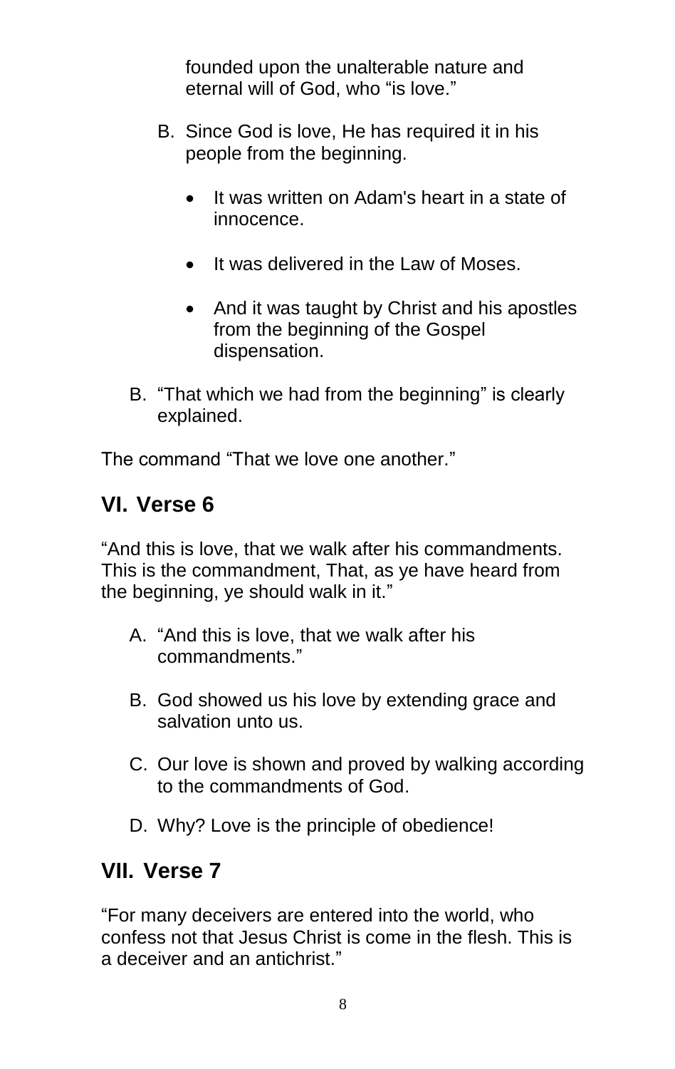founded upon the unalterable nature and eternal will of God, who "is love."

B. Since God is love, He has required it in his people from the beginning.

   - It was written on Adam's heart in a state of innocence.
   - It was delivered in the Law of Moses.
   - And it was taught by Christ and his apostles from the beginning of the Gospel dispensation.

B. "That which we had from the beginning" is clearly explained.

The command "That we love one another."

## VI. Verse 6

"And this is love, that we walk after his commandments. This is the commandment, That, as ye have heard from the beginning, ye should walk in it."

A. "And this is love, that we walk after his commandments."

B. God showed us his love by extending grace and salvation unto us.

C. Our love is shown and proved by walking according to the commandments of God.

D. Why? Love is the principle of obedience!

## VII. Verse 7

"For many deceivers are entered into the world, who confess not that Jesus Christ is come in the flesh. This is a deceiver and an antichrist."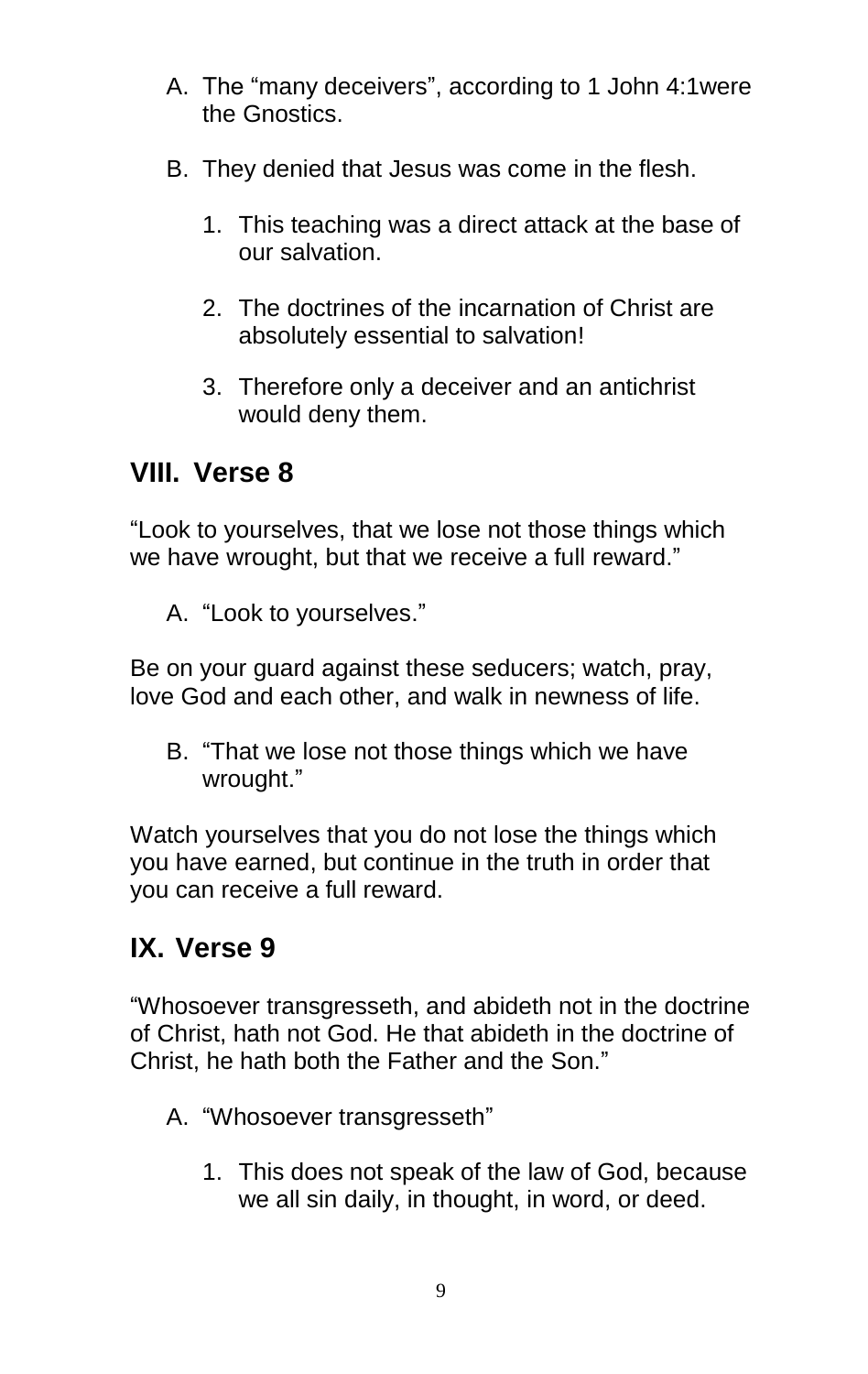A. The “many deceivers”, according to 1 John 4:1were the Gnostics.

B. They denied that Jesus was come in the flesh.

   1. This teaching was a direct attack at the base of our salvation.

   2. The doctrines of the incarnation of Christ are absolutely essential to salvation!

   3. Therefore only a deceiver and an antichrist would deny them.

## VIII. Verse 8

“Look to yourselves, that we lose not those things which we have wrought, but that we receive a full reward.”

A. “Look to yourselves.”

Be on your guard against these seducers; watch, pray, love God and each other, and walk in newness of life.

B. “That we lose not those things which we have wrought.”

Watch yourselves that you do not lose the things which you have earned, but continue in the truth in order that you can receive a full reward.

## IX. Verse 9

“Whosoever transgresseth, and abideth not in the doctrine of Christ, hath not God. He that abideth in the doctrine of Christ, he hath both the Father and the Son.”

A. “Whosoever transgresseth”

   1. This does not speak of the law of God, because we all sin daily, in thought, in word, or deed.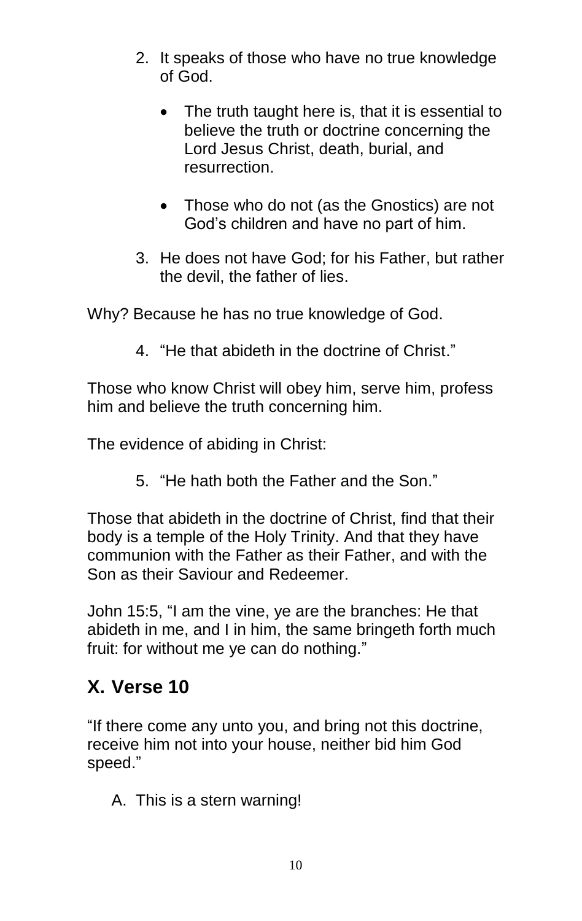2. It speaks of those who have no true knowledge of God.

    - The truth taught here is, that it is essential to believe the truth or doctrine concerning the Lord Jesus Christ, death, burial, and resurrection.

    - Those who do not (as the Gnostics) are not God's children and have no part of him.

3. He does not have God; for his Father, but rather the devil, the father of lies.

Why? Because he has no true knowledge of God.

4. "He that abideth in the doctrine of Christ."

Those who know Christ will obey him, serve him, profess him and believe the truth concerning him.

The evidence of abiding in Christ:

5. "He hath both the Father and the Son."

Those that abideth in the doctrine of Christ, find that their body is a temple of the Holy Trinity. And that they have communion with the Father as their Father, and with the Son as their Saviour and Redeemer.

John 15:5, "I am the vine, ye are the branches: He that abideth in me, and I in him, the same bringeth forth much fruit: for without me ye can do nothing."

## X. Verse 10

"If there come any unto you, and bring not this doctrine, receive him not into your house, neither bid him God speed."

A. This is a stern warning!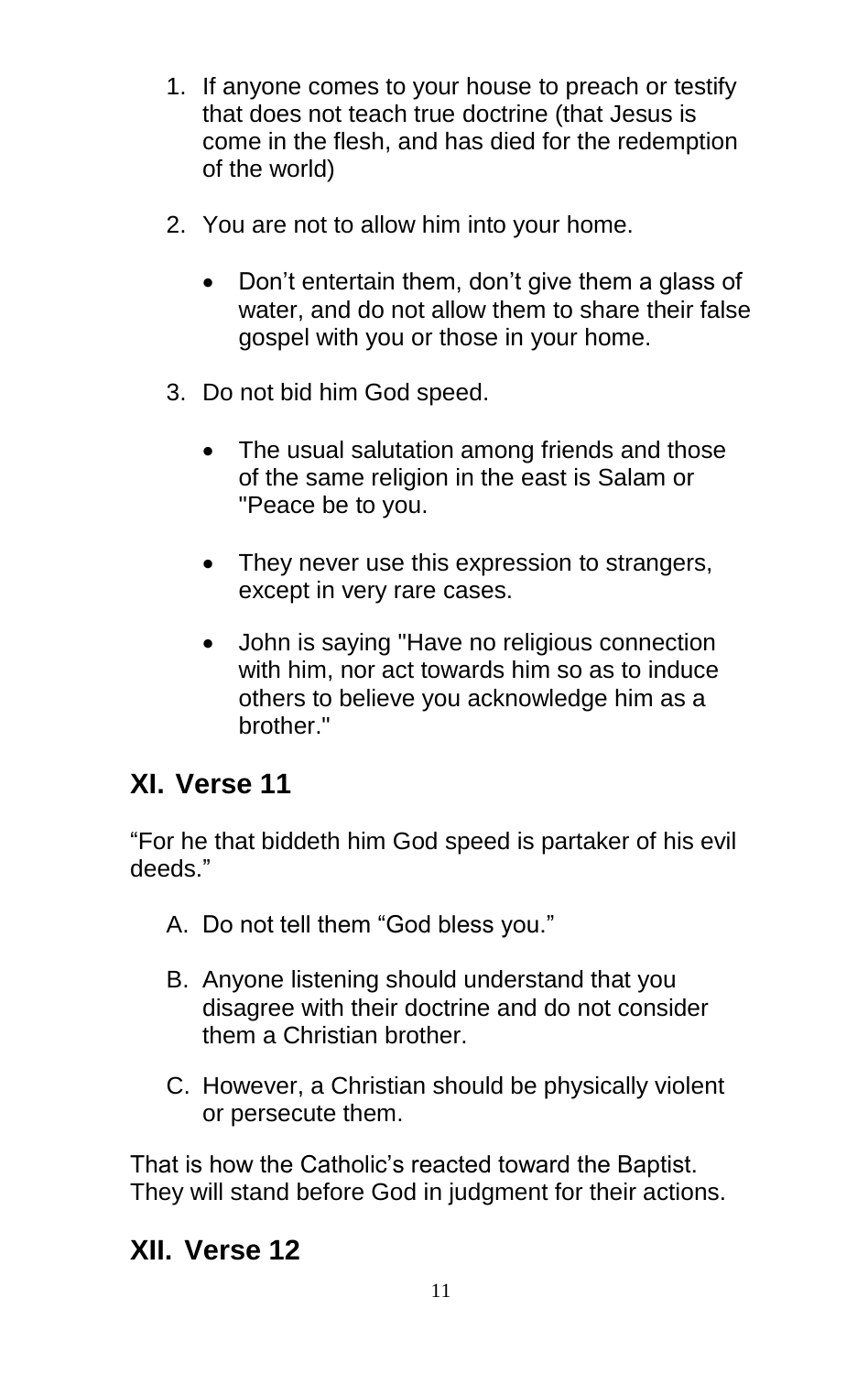1. If anyone comes to your house to preach or testify that does not teach true doctrine (that Jesus is come in the flesh, and has died for the redemption of the world)

2. You are not to allow him into your home.

   - Don't entertain them, don't give them a glass of water, and do not allow them to share their false gospel with you or those in your home.

3. Do not bid him God speed.

   - The usual salutation among friends and those of the same religion in the east is Salam or "Peace be to you.

   - They never use this expression to strangers, except in very rare cases.

   - John is saying "Have no religious connection with him, nor act towards him so as to induce others to believe you acknowledge him as a brother."

## XI. Verse 11

"For he that biddeth him God speed is partaker of his evil deeds."

A. Do not tell them "God bless you."

B. Anyone listening should understand that you disagree with their doctrine and do not consider them a Christian brother.

C. However, a Christian should be physically violent or persecute them.

That is how the Catholic's reacted toward the Baptist. They will stand before God in judgment for their actions.

## XII. Verse 12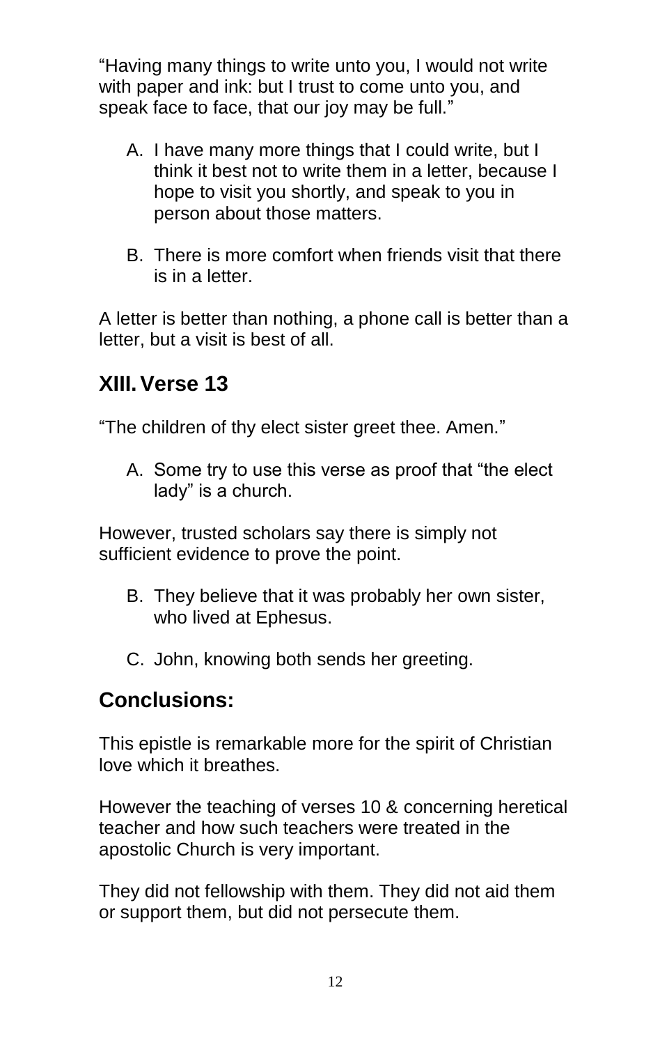"Having many things to write unto you, I would not write with paper and ink: but I trust to come unto you, and speak face to face, that our joy may be full."

A. I have many more things that I could write, but I think it best not to write them in a letter, because I hope to visit you shortly, and speak to you in person about those matters.

B. There is more comfort when friends visit that there is in a letter.

A letter is better than nothing, a phone call is better than a letter, but a visit is best of all.

## XIII. Verse 13

"The children of thy elect sister greet thee. Amen."

A. Some try to use this verse as proof that "the elect lady" is a church.

However, trusted scholars say there is simply not sufficient evidence to prove the point.

B. They believe that it was probably her own sister, who lived at Ephesus.

C. John, knowing both sends her greeting.

## Conclusions:

This epistle is remarkable more for the spirit of Christian love which it breathes.

However the teaching of verses 10 & concerning heretical teacher and how such teachers were treated in the apostolic Church is very important.

They did not fellowship with them. They did not aid them or support them, but did not persecute them.